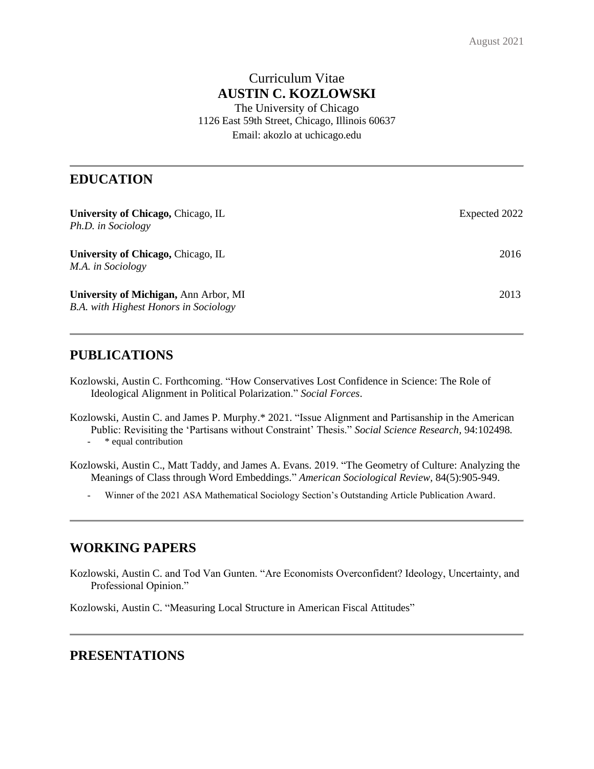August 2021

# Curriculum Vitae
# AUSTIN C. KOZLOWSKI

The University of Chicago
1126 East 59th Street, Chicago, Illinois 60637
Email: akozlo at uchicago.edu

---

## EDUCATION

**University of Chicago,** Chicago, IL — Expected 2022
*Ph.D. in Sociology*

**University of Chicago,** Chicago, IL — 2016
*M.A. in Sociology*

**University of Michigan,** Ann Arbor, MI — 2013
*B.A. with Highest Honors in Sociology*

---

## PUBLICATIONS

Kozlowski, Austin C. Forthcoming. "How Conservatives Lost Confidence in Science: The Role of Ideological Alignment in Political Polarization." *Social Forces*.

Kozlowski, Austin C. and James P. Murphy.* 2021. "Issue Alignment and Partisanship in the American Public: Revisiting the 'Partisans without Constraint' Thesis." *Social Science Research,* 94:102498.
- * equal contribution

Kozlowski, Austin C., Matt Taddy, and James A. Evans. 2019. "The Geometry of Culture: Analyzing the Meanings of Class through Word Embeddings." *American Sociological Review,* 84(5):905-949.
- Winner of the 2021 ASA Mathematical Sociology Section's Outstanding Article Publication Award.

---

## WORKING PAPERS

Kozlowski, Austin C. and Tod Van Gunten. "Are Economists Overconfident? Ideology, Uncertainty, and Professional Opinion."

Kozlowski, Austin C. "Measuring Local Structure in American Fiscal Attitudes"

---

## PRESENTATIONS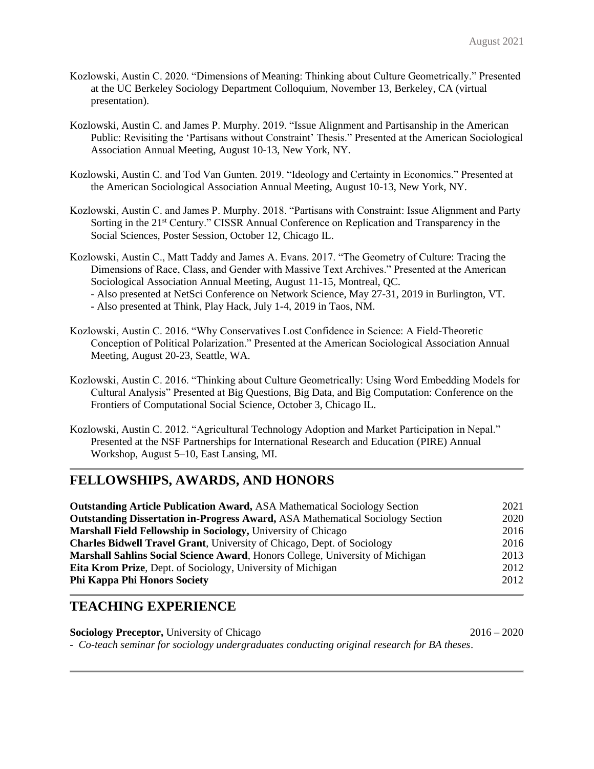Kozlowski, Austin C. 2020. "Dimensions of Meaning: Thinking about Culture Geometrically." Presented at the UC Berkeley Sociology Department Colloquium, November 13, Berkeley, CA (virtual presentation).

Kozlowski, Austin C. and James P. Murphy. 2019. "Issue Alignment and Partisanship in the American Public: Revisiting the 'Partisans without Constraint' Thesis." Presented at the American Sociological Association Annual Meeting, August 10-13, New York, NY.

Kozlowski, Austin C. and Tod Van Gunten. 2019. "Ideology and Certainty in Economics." Presented at the American Sociological Association Annual Meeting, August 10-13, New York, NY.

Kozlowski, Austin C. and James P. Murphy. 2018. "Partisans with Constraint: Issue Alignment and Party Sorting in the 21st Century." CISSR Annual Conference on Replication and Transparency in the Social Sciences, Poster Session, October 12, Chicago IL.

Kozlowski, Austin C., Matt Taddy and James A. Evans. 2017. "The Geometry of Culture: Tracing the Dimensions of Race, Class, and Gender with Massive Text Archives." Presented at the American Sociological Association Annual Meeting, August 11-15, Montreal, QC.
- Also presented at NetSci Conference on Network Science, May 27-31, 2019 in Burlington, VT.
- Also presented at Think, Play Hack, July 1-4, 2019 in Taos, NM.

Kozlowski, Austin C. 2016. "Why Conservatives Lost Confidence in Science: A Field-Theoretic Conception of Political Polarization." Presented at the American Sociological Association Annual Meeting, August 20-23, Seattle, WA.

Kozlowski, Austin C. 2016. "Thinking about Culture Geometrically: Using Word Embedding Models for Cultural Analysis" Presented at Big Questions, Big Data, and Big Computation: Conference on the Frontiers of Computational Social Science, October 3, Chicago IL.

Kozlowski, Austin C. 2012. "Agricultural Technology Adoption and Market Participation in Nepal." Presented at the NSF Partnerships for International Research and Education (PIRE) Annual Workshop, August 5–10, East Lansing, MI.

## FELLOWSHIPS, AWARDS, AND HONORS

**Outstanding Article Publication Award,** ASA Mathematical Sociology Section — 2021
**Outstanding Dissertation in-Progress Award,** ASA Mathematical Sociology Section — 2020
**Marshall Field Fellowship in Sociology,** University of Chicago — 2016
**Charles Bidwell Travel Grant**, University of Chicago, Dept. of Sociology — 2016
**Marshall Sahlins Social Science Award**, Honors College, University of Michigan — 2013
**Eita Krom Prize**, Dept. of Sociology, University of Michigan — 2012
**Phi Kappa Phi Honors Society** — 2012

## TEACHING EXPERIENCE

**Sociology Preceptor,** University of Chicago — 2016 – 2020
- *Co-teach seminar for sociology undergraduates conducting original research for BA theses*.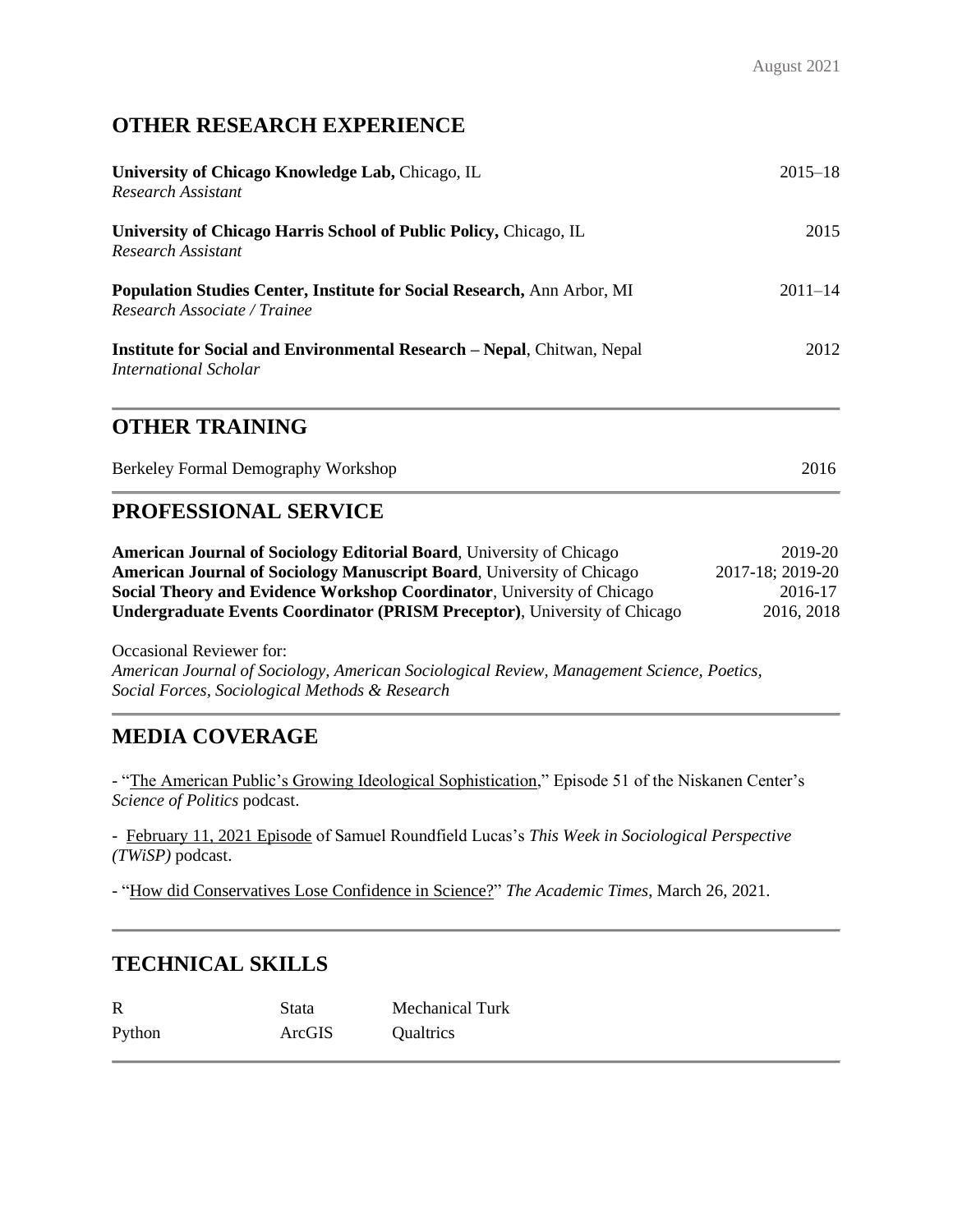## OTHER RESEARCH EXPERIENCE

**University of Chicago Knowledge Lab,** Chicago, IL — 2015–18
*Research Assistant*

**University of Chicago Harris School of Public Policy,** Chicago, IL — 2015
*Research Assistant*

**Population Studies Center, Institute for Social Research,** Ann Arbor, MI — 2011–14
*Research Associate / Trainee*

**Institute for Social and Environmental Research – Nepal**, Chitwan, Nepal — 2012
*International Scholar*

## OTHER TRAINING

Berkeley Formal Demography Workshop — 2016

## PROFESSIONAL SERVICE

**American Journal of Sociology Editorial Board**, University of Chicago — 2019-20
**American Journal of Sociology Manuscript Board**, University of Chicago — 2017-18; 2019-20
**Social Theory and Evidence Workshop Coordinator**, University of Chicago — 2016-17
**Undergraduate Events Coordinator (PRISM Preceptor)**, University of Chicago — 2016, 2018

Occasional Reviewer for:
*American Journal of Sociology, American Sociological Review, Management Science, Poetics, Social Forces, Sociological Methods & Research*

## MEDIA COVERAGE

- "The American Public's Growing Ideological Sophistication," Episode 51 of the Niskanen Center's *Science of Politics* podcast.

- February 11, 2021 Episode of Samuel Roundfield Lucas's *This Week in Sociological Perspective (TWiSP)* podcast.

- "How did Conservatives Lose Confidence in Science?" *The Academic Times*, March 26, 2021.

## TECHNICAL SKILLS

| | | |
|---|---|---|
| R | Stata | Mechanical Turk |
| Python | ArcGIS | Qualtrics |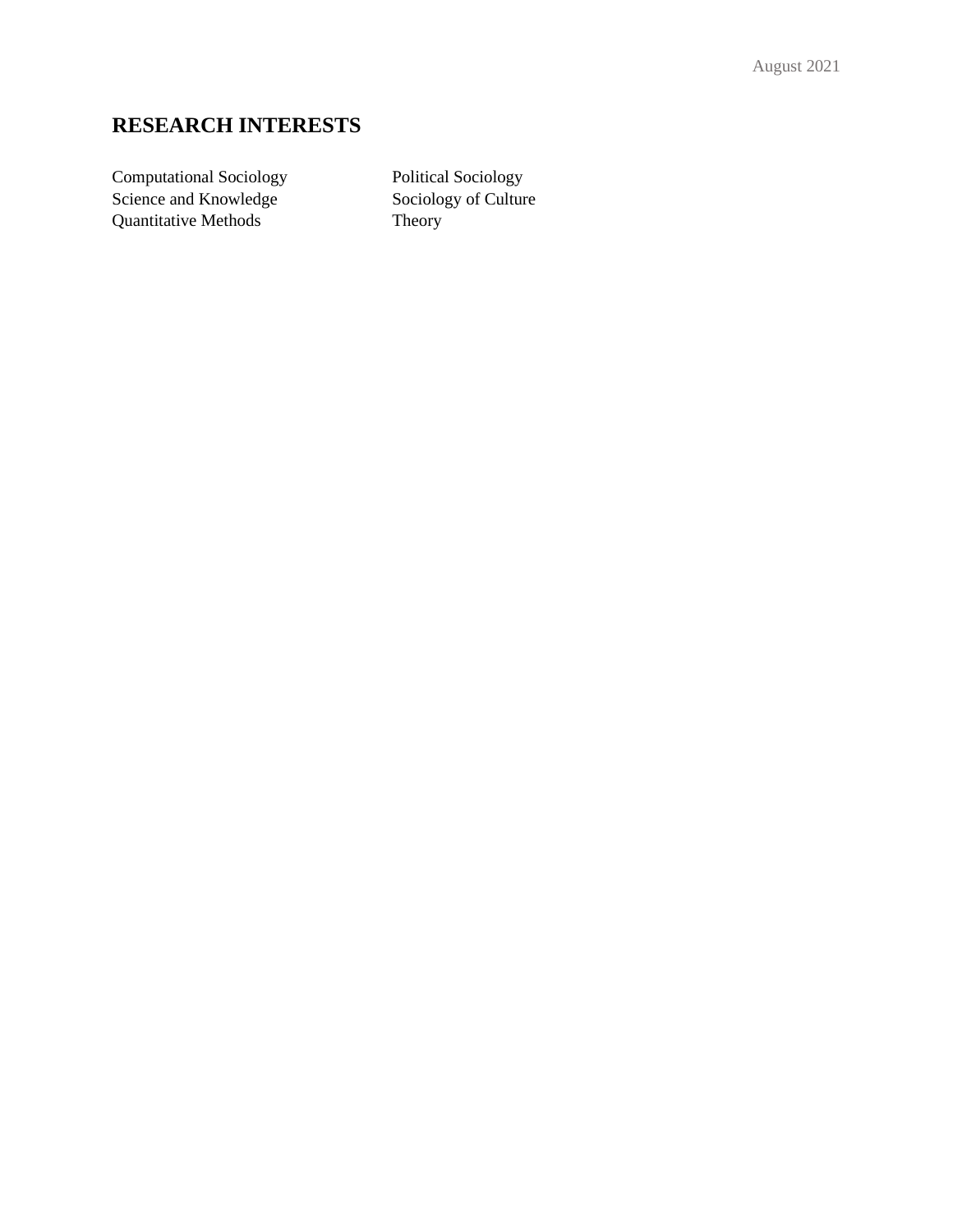## RESEARCH INTERESTS

Computational Sociology
Science and Knowledge
Quantitative Methods
Political Sociology
Sociology of Culture
Theory